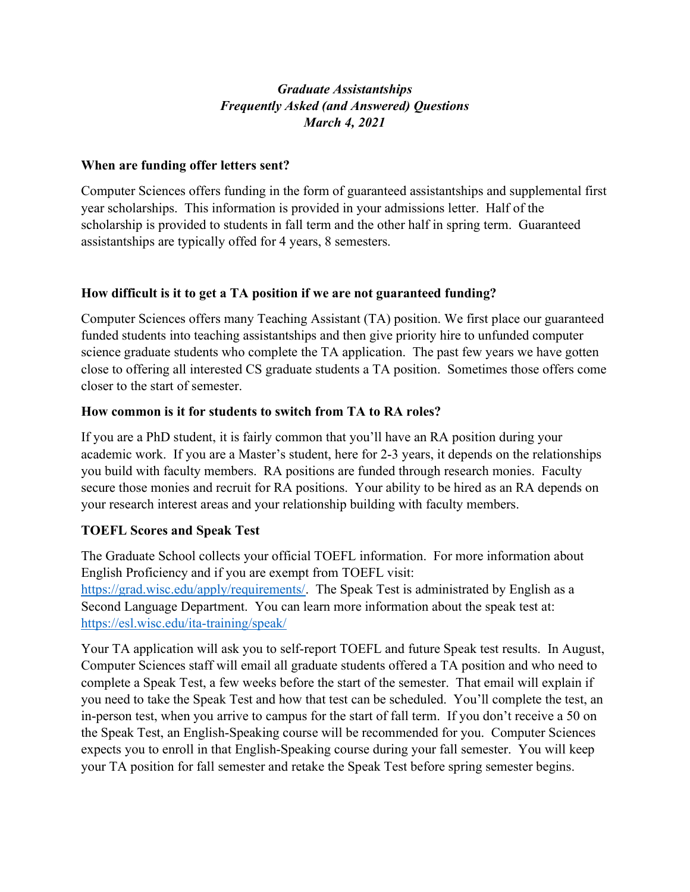***Graduate Assistantships***
***Frequently Asked (and Answered) Questions***
***March 4, 2021***

**When are funding offer letters sent?**

Computer Sciences offers funding in the form of guaranteed assistantships and supplemental first year scholarships. This information is provided in your admissions letter. Half of the scholarship is provided to students in fall term and the other half in spring term. Guaranteed assistantships are typically offed for 4 years, 8 semesters.

**How difficult is it to get a TA position if we are not guaranteed funding?**

Computer Sciences offers many Teaching Assistant (TA) position. We first place our guaranteed funded students into teaching assistantships and then give priority hire to unfunded computer science graduate students who complete the TA application. The past few years we have gotten close to offering all interested CS graduate students a TA position. Sometimes those offers come closer to the start of semester.

**How common is it for students to switch from TA to RA roles?**

If you are a PhD student, it is fairly common that you'll have an RA position during your academic work. If you are a Master's student, here for 2-3 years, it depends on the relationships you build with faculty members. RA positions are funded through research monies. Faculty secure those monies and recruit for RA positions. Your ability to be hired as an RA depends on your research interest areas and your relationship building with faculty members.

**TOEFL Scores and Speak Test**

The Graduate School collects your official TOEFL information. For more information about English Proficiency and if you are exempt from TOEFL visit: [https://grad.wisc.edu/apply/requirements/](https://grad.wisc.edu/apply/requirements/). The Speak Test is administrated by English as a Second Language Department. You can learn more information about the speak test at: [https://esl.wisc.edu/ita-training/speak/](https://esl.wisc.edu/ita-training/speak/)

Your TA application will ask you to self-report TOEFL and future Speak test results. In August, Computer Sciences staff will email all graduate students offered a TA position and who need to complete a Speak Test, a few weeks before the start of the semester. That email will explain if you need to take the Speak Test and how that test can be scheduled. You'll complete the test, an in-person test, when you arrive to campus for the start of fall term. If you don't receive a 50 on the Speak Test, an English-Speaking course will be recommended for you. Computer Sciences expects you to enroll in that English-Speaking course during your fall semester. You will keep your TA position for fall semester and retake the Speak Test before spring semester begins.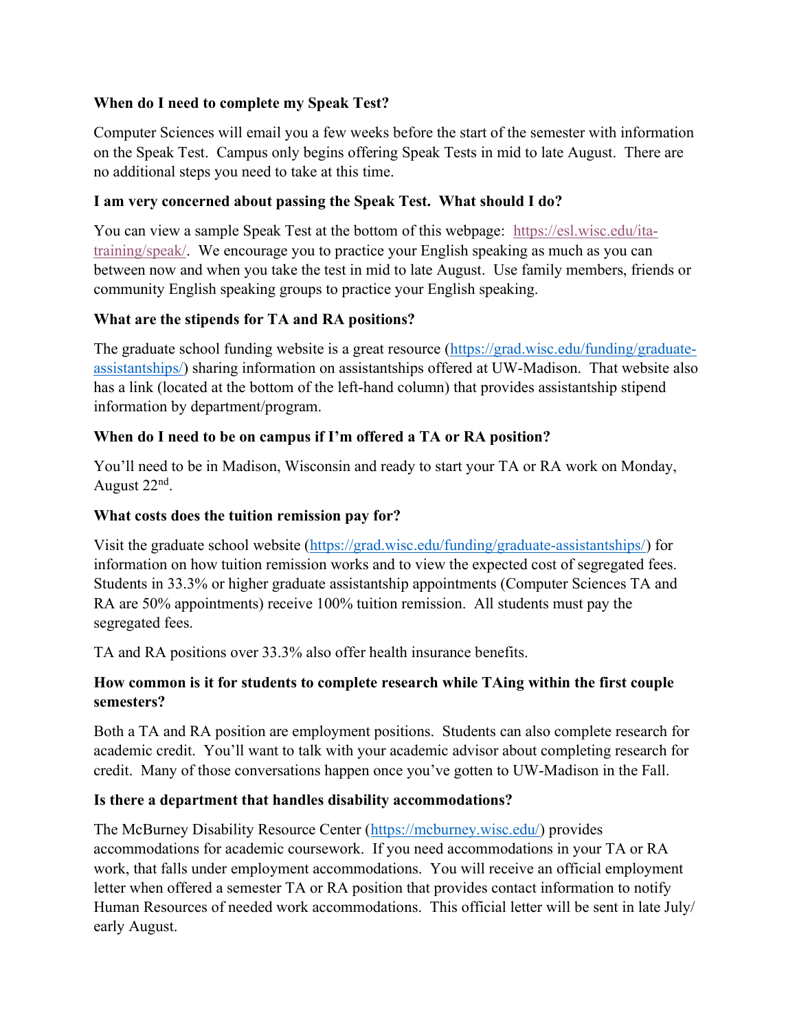**When do I need to complete my Speak Test?**

Computer Sciences will email you a few weeks before the start of the semester with information on the Speak Test. Campus only begins offering Speak Tests in mid to late August. There are no additional steps you need to take at this time.

**I am very concerned about passing the Speak Test. What should I do?**

You can view a sample Speak Test at the bottom of this webpage: https://esl.wisc.edu/ita-training/speak/. We encourage you to practice your English speaking as much as you can between now and when you take the test in mid to late August. Use family members, friends or community English speaking groups to practice your English speaking.

**What are the stipends for TA and RA positions?**

The graduate school funding website is a great resource (https://grad.wisc.edu/funding/graduate-assistantships/) sharing information on assistantships offered at UW-Madison. That website also has a link (located at the bottom of the left-hand column) that provides assistantship stipend information by department/program.

**When do I need to be on campus if I'm offered a TA or RA position?**

You'll need to be in Madison, Wisconsin and ready to start your TA or RA work on Monday, August 22nd.

**What costs does the tuition remission pay for?**

Visit the graduate school website (https://grad.wisc.edu/funding/graduate-assistantships/) for information on how tuition remission works and to view the expected cost of segregated fees. Students in 33.3% or higher graduate assistantship appointments (Computer Sciences TA and RA are 50% appointments) receive 100% tuition remission. All students must pay the segregated fees.

TA and RA positions over 33.3% also offer health insurance benefits.

**How common is it for students to complete research while TAing within the first couple semesters?**

Both a TA and RA position are employment positions. Students can also complete research for academic credit. You'll want to talk with your academic advisor about completing research for credit. Many of those conversations happen once you've gotten to UW-Madison in the Fall.

**Is there a department that handles disability accommodations?**

The McBurney Disability Resource Center (https://mcburney.wisc.edu/) provides accommodations for academic coursework. If you need accommodations in your TA or RA work, that falls under employment accommodations. You will receive an official employment letter when offered a semester TA or RA position that provides contact information to notify Human Resources of needed work accommodations. This official letter will be sent in late July/ early August.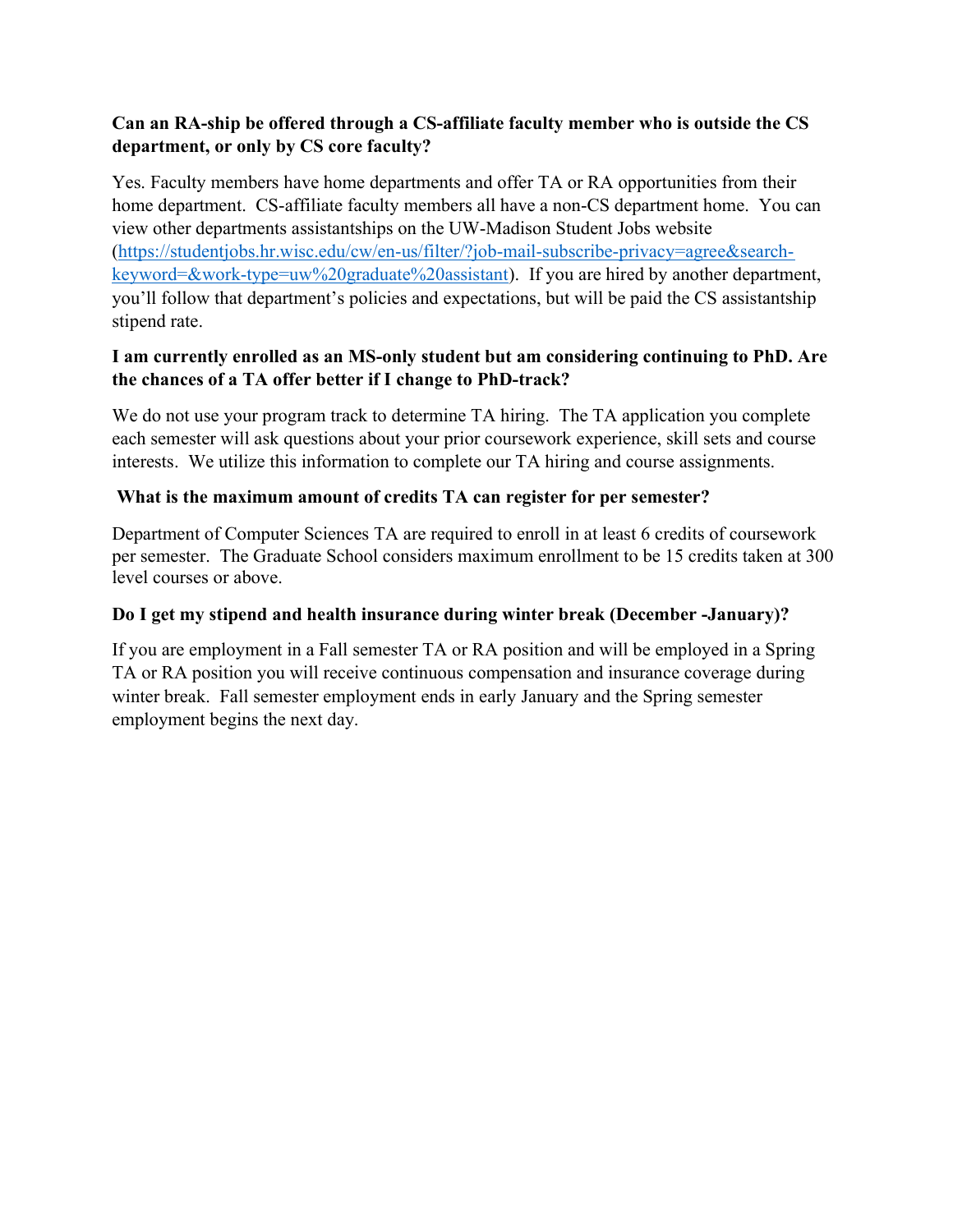**Can an RA-ship be offered through a CS-affiliate faculty member who is outside the CS department, or only by CS core faculty?**

Yes. Faculty members have home departments and offer TA or RA opportunities from their home department. CS-affiliate faculty members all have a non-CS department home. You can view other departments assistantships on the UW-Madison Student Jobs website ([https://studentjobs.hr.wisc.edu/cw/en-us/filter/?job-mail-subscribe-privacy=agree&search-keyword=&work-type=uw%20graduate%20assistant](https://studentjobs.hr.wisc.edu/cw/en-us/filter/?job-mail-subscribe-privacy=agree&search-keyword=&work-type=uw%20graduate%20assistant)). If you are hired by another department, you'll follow that department's policies and expectations, but will be paid the CS assistantship stipend rate.

**I am currently enrolled as an MS-only student but am considering continuing to PhD. Are the chances of a TA offer better if I change to PhD-track?**

We do not use your program track to determine TA hiring. The TA application you complete each semester will ask questions about your prior coursework experience, skill sets and course interests. We utilize this information to complete our TA hiring and course assignments.

**What is the maximum amount of credits TA can register for per semester?**

Department of Computer Sciences TA are required to enroll in at least 6 credits of coursework per semester. The Graduate School considers maximum enrollment to be 15 credits taken at 300 level courses or above.

**Do I get my stipend and health insurance during winter break (December -January)?**

If you are employment in a Fall semester TA or RA position and will be employed in a Spring TA or RA position you will receive continuous compensation and insurance coverage during winter break. Fall semester employment ends in early January and the Spring semester employment begins the next day.